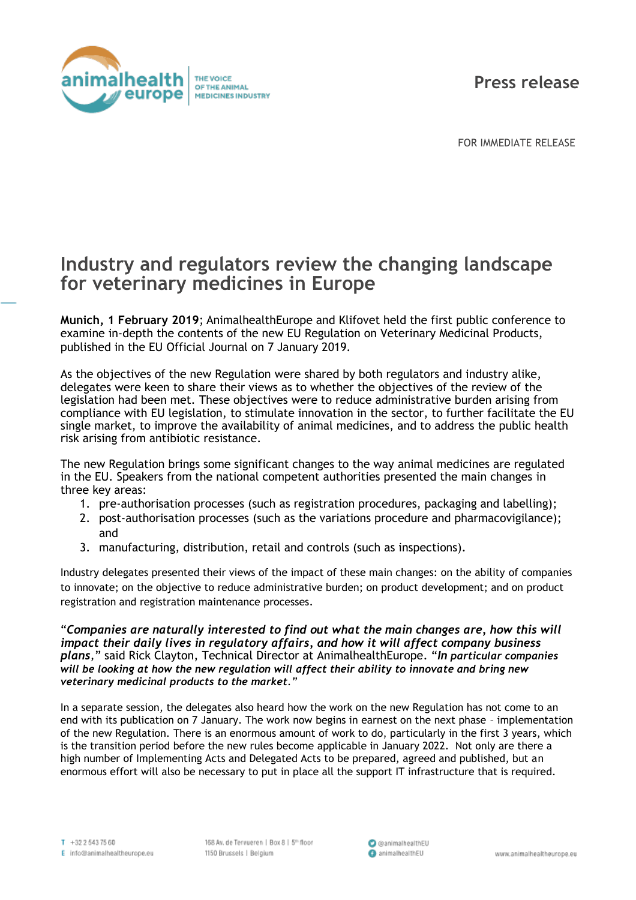Press release

FOR IMMEDIATE RELEASE

# Industry and regulators review the changing landscape for veterinary medicines in Europe

**Munich, 1 February 2019**; AnimalhealthEurope and Klifovet held the first public conference to examine in-depth the contents of the new EU Regulation on Veterinary Medicinal Products, published in the EU Official Journal on 7 January 2019.

As the objectives of the new Regulation were shared by both regulators and industry alike, delegates were keen to share their views as to whether the objectives of the review of the legislation had been met. These objectives were to reduce administrative burden arising from compliance with EU legislation, to stimulate innovation in the sector, to further facilitate the EU single market, to improve the availability of animal medicines, and to address the public health risk arising from antibiotic resistance.

The new Regulation brings some significant changes to the way animal medicines are regulated in the EU. Speakers from the national competent authorities presented the main changes in three key areas:

1. pre-authorisation processes (such as registration procedures, packaging and labelling);
2. post-authorisation processes (such as the variations procedure and pharmacovigilance); and
3. manufacturing, distribution, retail and controls (such as inspections).

Industry delegates presented their views of the impact of these main changes: on the ability of companies to innovate; on the objective to reduce administrative burden; on product development; and on product registration and registration maintenance processes.

"***Companies are naturally interested to find out what the main changes are, how this will impact their daily lives in regulatory affairs, and how it will affect company business plans***," said Rick Clayton, Technical Director at AnimalhealthEurope. "***In particular companies will be looking at how the new regulation will affect their ability to innovate and bring new veterinary medicinal products to the market.***"

In a separate session, the delegates also heard how the work on the new Regulation has not come to an end with its publication on 7 January. The work now begins in earnest on the next phase – implementation of the new Regulation. There is an enormous amount of work to do, particularly in the first 3 years, which is the transition period before the new rules become applicable in January 2022. Not only are there a high number of Implementing Acts and Delegated Acts to be prepared, agreed and published, but an enormous effort will also be necessary to put in place all the support IT infrastructure that is required.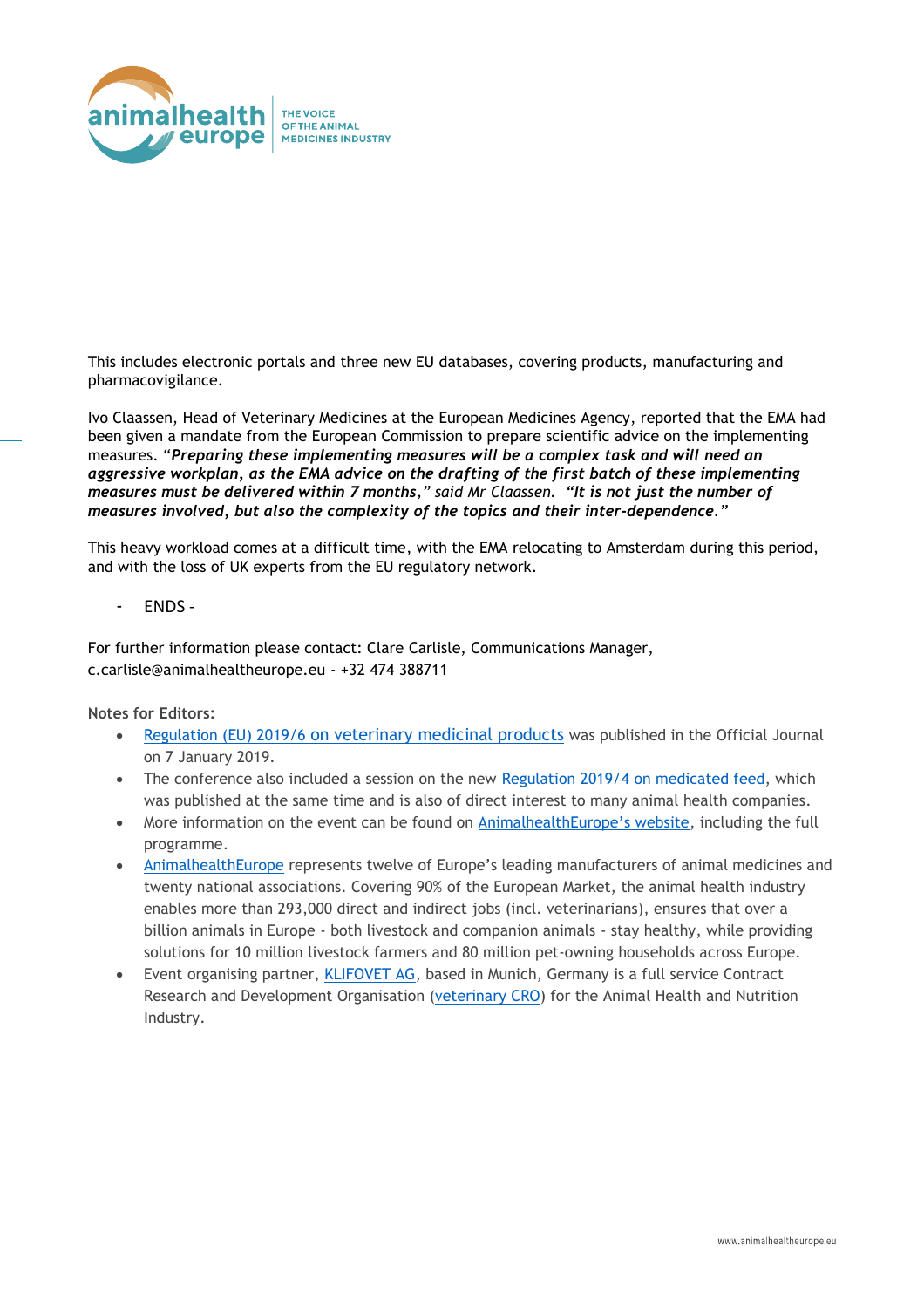This includes electronic portals and three new EU databases, covering products, manufacturing and pharmacovigilance.

Ivo Claassen, Head of Veterinary Medicines at the European Medicines Agency, reported that the EMA had been given a mandate from the European Commission to prepare scientific advice on the implementing measures. "***Preparing these implementing measures will be a complex task and will need an aggressive workplan, as the EMA advice on the drafting of the first batch of these implementing measures must be delivered within 7 months***," *said Mr Claassen.* "***It is not just the number of measures involved, but also the complexity of the topics and their inter-dependence.***"

This heavy workload comes at a difficult time, with the EMA relocating to Amsterdam during this period, and with the loss of UK experts from the EU regulatory network.

- ENDS -

For further information please contact: Clare Carlisle, Communications Manager, c.carlisle@animalhealtheurope.eu - +32 474 388711

**Notes for Editors:**

- Regulation (EU) 2019/6 on veterinary medicinal products was published in the Official Journal on 7 January 2019.
- The conference also included a session on the new Regulation 2019/4 on medicated feed, which was published at the same time and is also of direct interest to many animal health companies.
- More information on the event can be found on AnimalhealthEurope's website, including the full programme.
- AnimalhealthEurope represents twelve of Europe's leading manufacturers of animal medicines and twenty national associations. Covering 90% of the European Market, the animal health industry enables more than 293,000 direct and indirect jobs (incl. veterinarians), ensures that over a billion animals in Europe - both livestock and companion animals - stay healthy, while providing solutions for 10 million livestock farmers and 80 million pet-owning households across Europe.
- Event organising partner, KLIFOVET AG, based in Munich, Germany is a full service Contract Research and Development Organisation (veterinary CRO) for the Animal Health and Nutrition Industry.